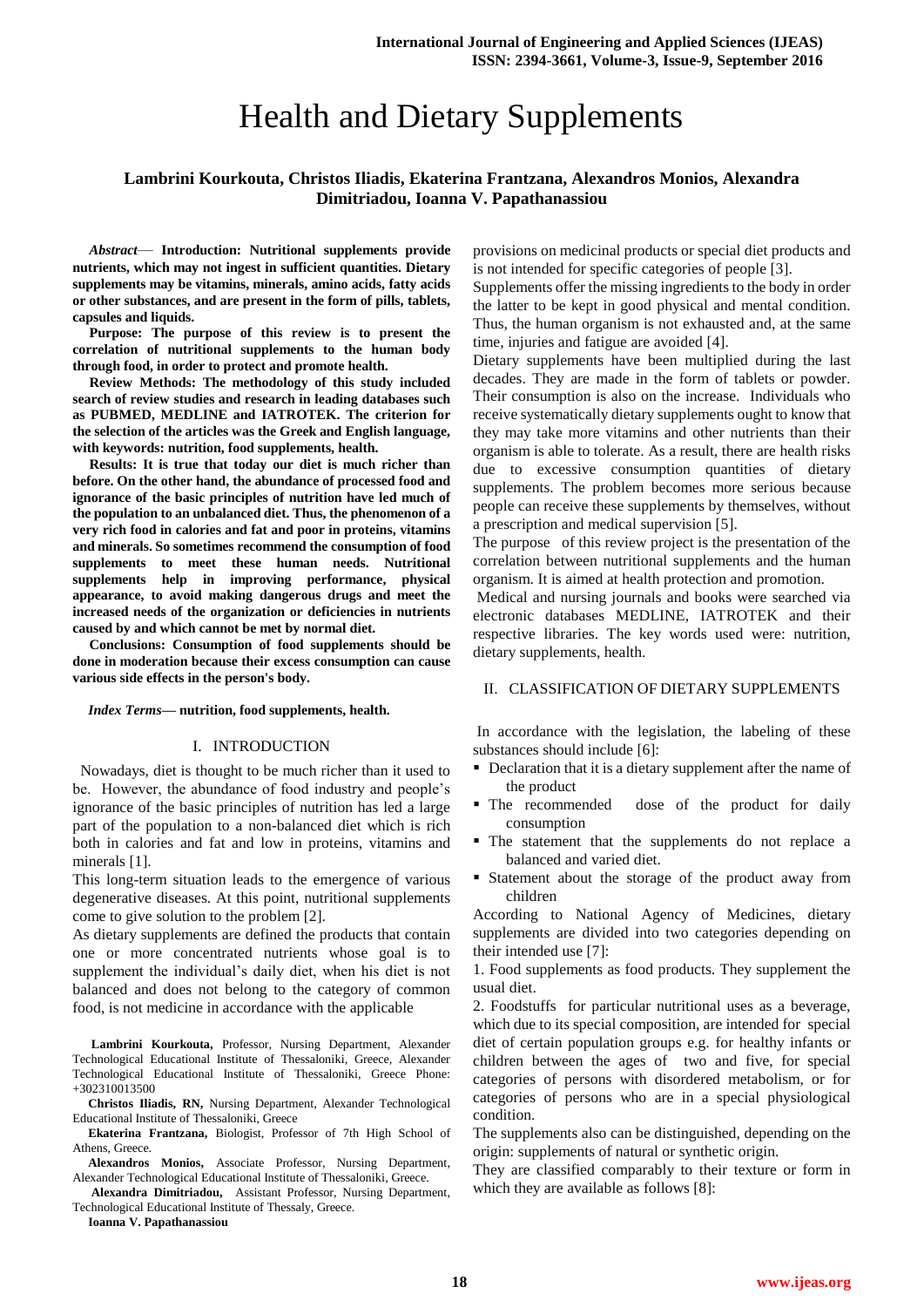# Health and Dietary Supplements

**Lambrini Kourkouta, Christos Iliadis, Ekaterina Frantzana, Alexandros Monios, Alexandra Dimitriadou, Ioanna V. Papathanassiou**

***Abstract*— Introduction: Nutritional supplements provide nutrients, which may not ingest in sufficient quantities. Dietary supplements may be vitamins, minerals, amino acids, fatty acids or other substances, and are present in the form of pills, tablets, capsules and liquids.**

**Purpose: The purpose of this review is to present the correlation of nutritional supplements to the human body through food, in order to protect and promote health.**

**Review Methods: The methodology of this study included search of review studies and research in leading databases such as PUBMED, MEDLINE and IATROTEK. The criterion for the selection of the articles was the Greek and English language, with keywords: nutrition, food supplements, health.**

**Results: It is true that today our diet is much richer than before. On the other hand, the abundance of processed food and ignorance of the basic principles of nutrition have led much of the population to an unbalanced diet. Thus, the phenomenon of a very rich food in calories and fat and poor in proteins, vitamins and minerals. So sometimes recommend the consumption of food supplements to meet these human needs. Nutritional supplements help in improving performance, physical appearance, to avoid making dangerous drugs and meet the increased needs of the organization or deficiencies in nutrients caused by and which cannot be met by normal diet.**

**Conclusions: Consumption of food supplements should be done in moderation because their excess consumption can cause various side effects in the person's body.**

***Index Terms*— nutrition, food supplements, health.**

## I. INTRODUCTION

Nowadays, diet is thought to be much richer than it used to be. However, the abundance of food industry and people's ignorance of the basic principles of nutrition has led a large part of the population to a non-balanced diet which is rich both in calories and fat and low in proteins, vitamins and minerals [1].

This long-term situation leads to the emergence of various degenerative diseases. At this point, nutritional supplements come to give solution to the problem [2].

As dietary supplements are defined the products that contain one or more concentrated nutrients whose goal is to supplement the individual's daily diet, when his diet is not balanced and does not belong to the category of common food, is not medicine in accordance with the applicable provisions on medicinal products or special diet products and is not intended for specific categories of people [3].

Supplements offer the missing ingredients to the body in order the latter to be kept in good physical and mental condition. Thus, the human organism is not exhausted and, at the same time, injuries and fatigue are avoided [4].

Dietary supplements have been multiplied during the last decades. They are made in the form of tablets or powder. Their consumption is also on the increase. Individuals who receive systematically dietary supplements ought to know that they may take more vitamins and other nutrients than their organism is able to tolerate. As a result, there are health risks due to excessive consumption quantities of dietary supplements. The problem becomes more serious because people can receive these supplements by themselves, without a prescription and medical supervision [5].

The purpose of this review project is the presentation of the correlation between nutritional supplements and the human organism. It is aimed at health protection and promotion.

Medical and nursing journals and books were searched via electronic databases MEDLINE, IATROTEK and their respective libraries. The key words used were: nutrition, dietary supplements, health.

**Lambrini Kourkouta,** Professor, Nursing Department, Alexander Technological Educational Institute of Thessaloniki, Greece, Alexander Technological Educational Institute of Thessaloniki, Greece Phone: +302310013500

**Christos Iliadis, RN,** Nursing Department, Alexander Technological Educational Institute of Thessaloniki, Greece

**Ekaterina Frantzana,** Biologist, Professor of 7th High School of Athens, Greece.

**Alexandros Monios,** Associate Professor, Nursing Department, Alexander Technological Educational Institute of Thessaloniki, Greece.

**Alexandra Dimitriadou,** Assistant Professor, Nursing Department, Technological Educational Institute of Thessaly, Greece.

**Ioanna V. Papathanassiou**

## II. CLASSIFICATION OF DIETARY SUPPLEMENTS

In accordance with the legislation, the labeling of these substances should include [6]:

- Declaration that it is a dietary supplement after the name of the product
- The recommended dose of the product for daily consumption
- The statement that the supplements do not replace a balanced and varied diet.
- Statement about the storage of the product away from children

According to National Agency of Medicines, dietary supplements are divided into two categories depending on their intended use [7]:

1. Food supplements as food products. They supplement the usual diet.
2. Foodstuffs for particular nutritional uses as a beverage, which due to its special composition, are intended for special diet of certain population groups e.g. for healthy infants or children between the ages of two and five, for special categories of persons with disordered metabolism, or for categories of persons who are in a special physiological condition.

The supplements also can be distinguished, depending on the origin: supplements of natural or synthetic origin.

They are classified comparably to their texture or form in which they are available as follows [8]: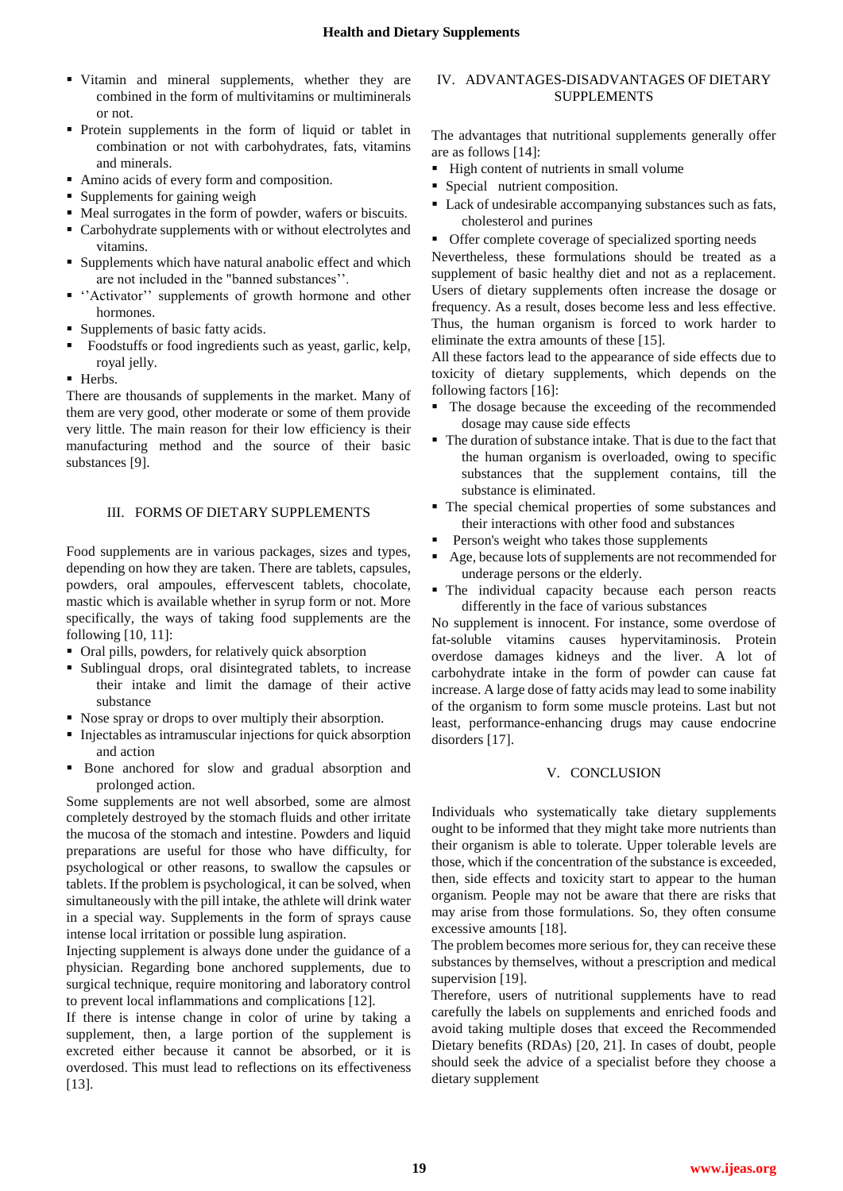- Vitamin and mineral supplements, whether they are combined in the form of multivitamins or multiminerals or not.
- Protein supplements in the form of liquid or tablet in combination or not with carbohydrates, fats, vitamins and minerals.
- Amino acids of every form and composition.
- Supplements for gaining weigh
- Meal surrogates in the form of powder, wafers or biscuits.
- Carbohydrate supplements with or without electrolytes and vitamins.
- Supplements which have natural anabolic effect and which are not included in the "banned substances''.
- ''Activator'' supplements of growth hormone and other hormones.
- Supplements of basic fatty acids.
- Foodstuffs or food ingredients such as yeast, garlic, kelp, royal jelly.
- Herbs.

There are thousands of supplements in the market. Many of them are very good, other moderate or some of them provide very little. The main reason for their low efficiency is their manufacturing method and the source of their basic substances [9].

## III. FORMS OF DIETARY SUPPLEMENTS

Food supplements are in various packages, sizes and types, depending on how they are taken. There are tablets, capsules, powders, oral ampoules, effervescent tablets, chocolate, mastic which is available whether in syrup form or not. More specifically, the ways of taking food supplements are the following [10, 11]:

- Oral pills, powders, for relatively quick absorption
- Sublingual drops, oral disintegrated tablets, to increase their intake and limit the damage of their active substance
- Nose spray or drops to over multiply their absorption.
- Injectables as intramuscular injections for quick absorption and action
- Bone anchored for slow and gradual absorption and prolonged action.

Some supplements are not well absorbed, some are almost completely destroyed by the stomach fluids and other irritate the mucosa of the stomach and intestine. Powders and liquid preparations are useful for those who have difficulty, for psychological or other reasons, to swallow the capsules or tablets. If the problem is psychological, it can be solved, when simultaneously with the pill intake, the athlete will drink water in a special way. Supplements in the form of sprays cause intense local irritation or possible lung aspiration.

Injecting supplement is always done under the guidance of a physician. Regarding bone anchored supplements, due to surgical technique, require monitoring and laboratory control to prevent local inflammations and complications [12].

If there is intense change in color of urine by taking a supplement, then, a large portion of the supplement is excreted either because it cannot be absorbed, or it is overdosed. This must lead to reflections on its effectiveness [13].

## IV. ADVANTAGES-DISADVANTAGES OF DIETARY SUPPLEMENTS

The advantages that nutritional supplements generally offer are as follows [14]:

- High content of nutrients in small volume
- Special nutrient composition.
- Lack of undesirable accompanying substances such as fats, cholesterol and purines
- Offer complete coverage of specialized sporting needs

Nevertheless, these formulations should be treated as a supplement of basic healthy diet and not as a replacement. Users of dietary supplements often increase the dosage or frequency. As a result, doses become less and less effective. Thus, the human organism is forced to work harder to eliminate the extra amounts of these [15].

All these factors lead to the appearance of side effects due to toxicity of dietary supplements, which depends on the following factors [16]:

- The dosage because the exceeding of the recommended dosage may cause side effects
- The duration of substance intake. That is due to the fact that the human organism is overloaded, owing to specific substances that the supplement contains, till the substance is eliminated.
- The special chemical properties of some substances and their interactions with other food and substances
- Person's weight who takes those supplements
- Age, because lots of supplements are not recommended for underage persons or the elderly.
- The individual capacity because each person reacts differently in the face of various substances

No supplement is innocent. For instance, some overdose of fat-soluble vitamins causes hypervitaminosis. Protein overdose damages kidneys and the liver. A lot of carbohydrate intake in the form of powder can cause fat increase. A large dose of fatty acids may lead to some inability of the organism to form some muscle proteins. Last but not least, performance-enhancing drugs may cause endocrine disorders [17].

## V. CONCLUSION

Individuals who systematically take dietary supplements ought to be informed that they might take more nutrients than their organism is able to tolerate. Upper tolerable levels are those, which if the concentration of the substance is exceeded, then, side effects and toxicity start to appear to the human organism. People may not be aware that there are risks that may arise from those formulations. So, they often consume excessive amounts [18].

The problem becomes more serious for, they can receive these substances by themselves, without a prescription and medical supervision [19].

Therefore, users of nutritional supplements have to read carefully the labels on supplements and enriched foods and avoid taking multiple doses that exceed the Recommended Dietary benefits (RDAs) [20, 21]. In cases of doubt, people should seek the advice of a specialist before they choose a dietary supplement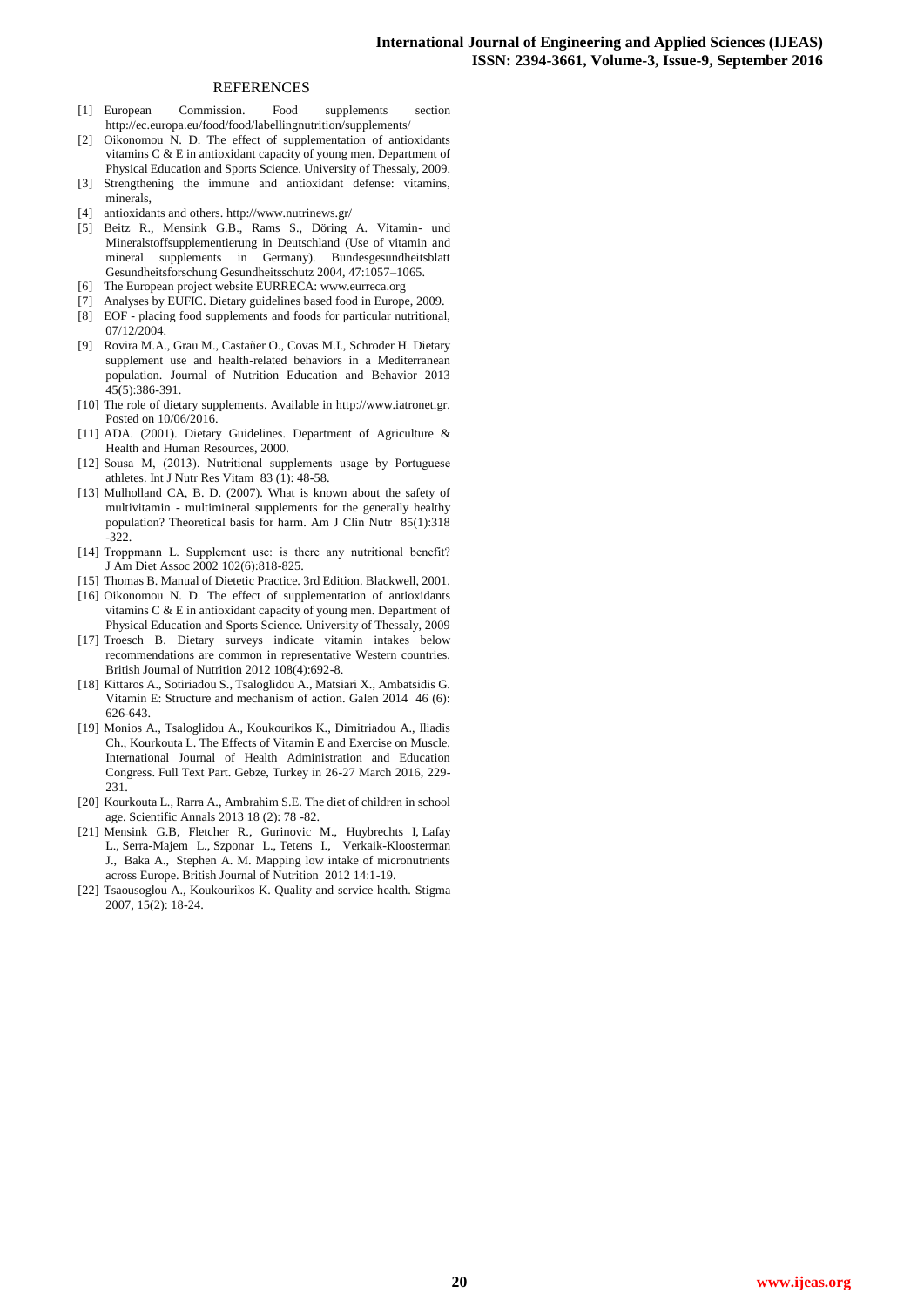## REFERENCES

[1] European Commission. Food supplements section http://ec.europa.eu/food/food/labellingnutrition/supplements/

[2] Oikonomou N. D. The effect of supplementation of antioxidants vitamins C & E in antioxidant capacity of young men. Department of Physical Education and Sports Science. University of Thessaly, 2009.

[3] Strengthening the immune and antioxidant defense: vitamins, minerals,

[4] antioxidants and others. http://www.nutrinews.gr/

[5] Beitz R., Mensink G.B., Rams S., Döring A. Vitamin- und Mineralstoffsupplementierung in Deutschland (Use of vitamin and mineral supplements in Germany). Bundesgesundheitsblatt Gesundheitsforschung Gesundheitsschutz 2004, 47:1057–1065.

[6] The European project website EURRECA: www.eurreca.org

[7] Analyses by EUFIC. Dietary guidelines based food in Europe, 2009.

[8] EOF - placing food supplements and foods for particular nutritional, 07/12/2004.

[9] Rovira M.A., Grau M., Castañer O., Covas M.I., Schroder H. Dietary supplement use and health-related behaviors in a Mediterranean population. Journal of Nutrition Education and Behavior 2013 45(5):386-391.

[10] The role of dietary supplements. Available in http://www.iatronet.gr. Posted on 10/06/2016.

[11] ADA. (2001). Dietary Guidelines. Department of Agriculture & Health and Human Resources, 2000.

[12] Sousa M, (2013). Nutritional supplements usage by Portuguese athletes. Int J Nutr Res Vitam 83 (1): 48-58.

[13] Mulholland CA, B. D. (2007). What is known about the safety of multivitamin - multimineral supplements for the generally healthy population? Theoretical basis for harm. Am J Clin Nutr 85(1):318 -322.

[14] Troppmann L. Supplement use: is there any nutritional benefit? J Am Diet Assoc 2002 102(6):818-825.

[15] Thomas B. Manual of Dietetic Practice. 3rd Edition. Blackwell, 2001.

[16] Oikonomou N. D. The effect of supplementation of antioxidants vitamins C & E in antioxidant capacity of young men. Department of Physical Education and Sports Science. University of Thessaly, 2009

[17] Troesch B. Dietary surveys indicate vitamin intakes below recommendations are common in representative Western countries. British Journal of Nutrition 2012 108(4):692-8.

[18] Kittaros A., Sotiriadou S., Tsaloglidou A., Matsiari X., Ambatsidis G. Vitamin E: Structure and mechanism of action. Galen 2014 46 (6): 626-643.

[19] Monios A., Tsaloglidou A., Koukourikos K., Dimitriadou A., Iliadis Ch., Kourkouta L. The Effects of Vitamin E and Exercise on Muscle. International Journal of Health Administration and Education Congress. Full Text Part. Gebze, Turkey in 26-27 March 2016, 229-231.

[20] Kourkouta L., Rarra A., Ambrahim S.E. The diet of children in school age. Scientific Annals 2013 18 (2): 78 -82.

[21] Mensink G.B, Fletcher R., Gurinovic M., Huybrechts I, Lafay L., Serra-Majem L., Szponar L., Tetens I., Verkaik-Kloosterman J., Baka A., Stephen A. M. Mapping low intake of micronutrients across Europe. British Journal of Nutrition 2012 14:1-19.

[22] Tsaousoglou A., Koukourikos K. Quality and service health. Stigma 2007, 15(2): 18-24.